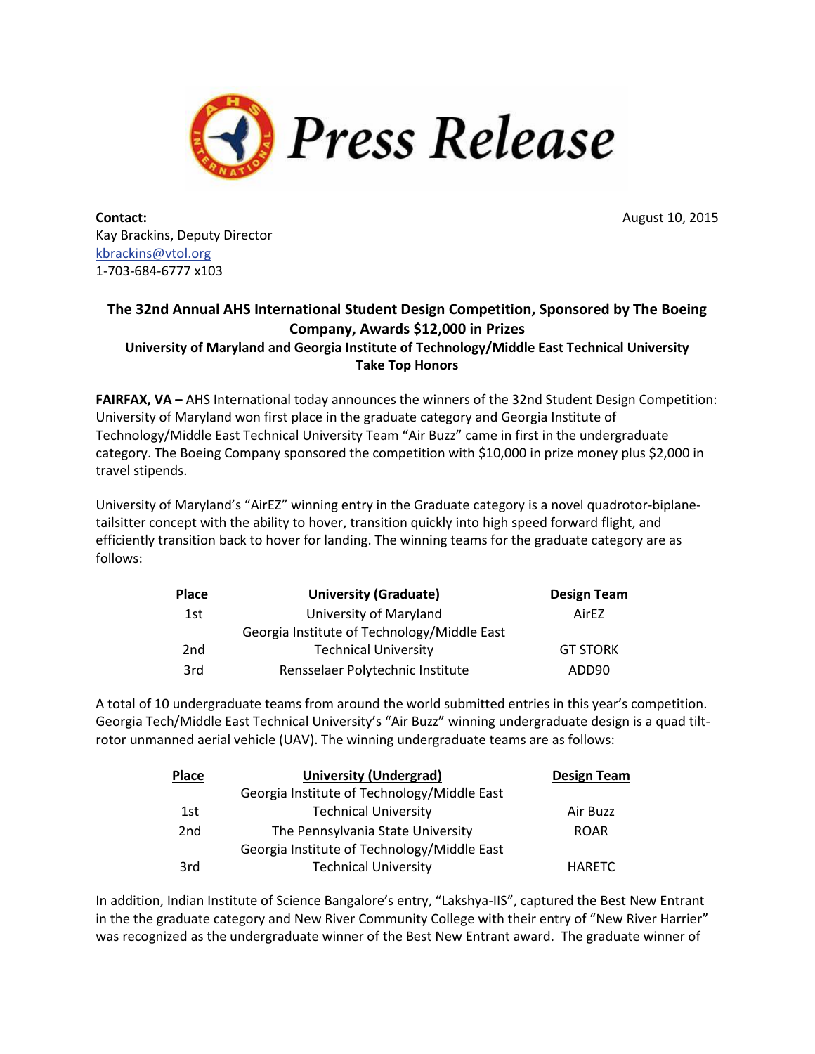# Press Release

**Contact:**
Kay Brackins, Deputy Director
kbrackins@vtol.org
1-703-684-6777 x103

August 10, 2015

## The 32nd Annual AHS International Student Design Competition, Sponsored by The Boeing Company, Awards $12,000 in Prizes

### University of Maryland and Georgia Institute of Technology/Middle East Technical University Take Top Honors

**FAIRFAX, VA –** AHS International today announces the winners of the 32nd Student Design Competition: University of Maryland won first place in the graduate category and Georgia Institute of Technology/Middle East Technical University Team "Air Buzz" came in first in the undergraduate category. The Boeing Company sponsored the competition with $10,000 in prize money plus $2,000 in travel stipends.

University of Maryland's "AirEZ" winning entry in the Graduate category is a novel quadrotor-biplane-tailsitter concept with the ability to hover, transition quickly into high speed forward flight, and efficiently transition back to hover for landing. The winning teams for the graduate category are as follows:

| Place | University (Graduate) | Design Team |
|---|---|---|
| 1st | University of Maryland | AirEZ |
| 2nd | Georgia Institute of Technology/Middle East Technical University | GT STORK |
| 3rd | Rensselaer Polytechnic Institute | ADD90 |

A total of 10 undergraduate teams from around the world submitted entries in this year's competition. Georgia Tech/Middle East Technical University's "Air Buzz" winning undergraduate design is a quad tilt-rotor unmanned aerial vehicle (UAV). The winning undergraduate teams are as follows:

| Place | University (Undergrad) | Design Team |
|---|---|---|
| 1st | Georgia Institute of Technology/Middle East Technical University | Air Buzz |
| 2nd | The Pennsylvania State University | ROAR |
| 3rd | Georgia Institute of Technology/Middle East Technical University | HARETC |

In addition, Indian Institute of Science Bangalore's entry, "Lakshya-IIS", captured the Best New Entrant in the the graduate category and New River Community College with their entry of "New River Harrier" was recognized as the undergraduate winner of the Best New Entrant award. The graduate winner of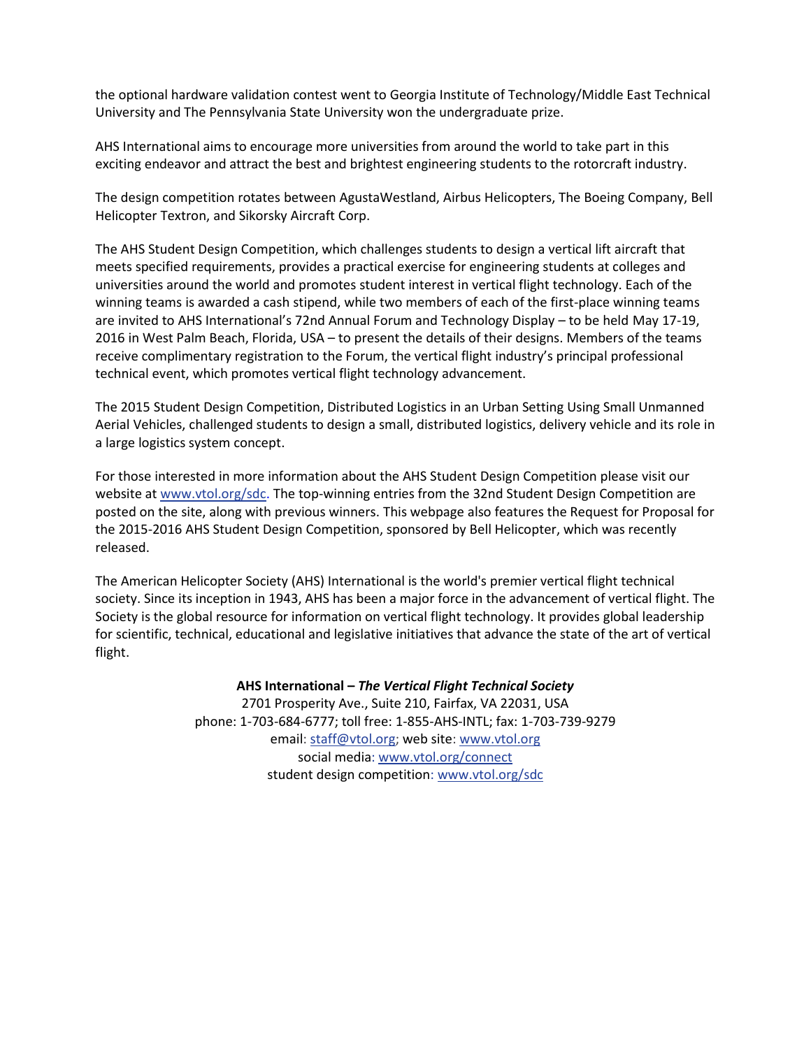the optional hardware validation contest went to Georgia Institute of Technology/Middle East Technical University and The Pennsylvania State University won the undergraduate prize.

AHS International aims to encourage more universities from around the world to take part in this exciting endeavor and attract the best and brightest engineering students to the rotorcraft industry.

The design competition rotates between AgustaWestland, Airbus Helicopters, The Boeing Company, Bell Helicopter Textron, and Sikorsky Aircraft Corp.

The AHS Student Design Competition, which challenges students to design a vertical lift aircraft that meets specified requirements, provides a practical exercise for engineering students at colleges and universities around the world and promotes student interest in vertical flight technology. Each of the winning teams is awarded a cash stipend, while two members of each of the first-place winning teams are invited to AHS International's 72nd Annual Forum and Technology Display – to be held May 17-19, 2016 in West Palm Beach, Florida, USA – to present the details of their designs. Members of the teams receive complimentary registration to the Forum, the vertical flight industry's principal professional technical event, which promotes vertical flight technology advancement.

The 2015 Student Design Competition, Distributed Logistics in an Urban Setting Using Small Unmanned Aerial Vehicles, challenged students to design a small, distributed logistics, delivery vehicle and its role in a large logistics system concept.

For those interested in more information about the AHS Student Design Competition please visit our website at [www.vtol.org/sdc](http://www.vtol.org/sdc). The top-winning entries from the 32nd Student Design Competition are posted on the site, along with previous winners. This webpage also features the Request for Proposal for the 2015-2016 AHS Student Design Competition, sponsored by Bell Helicopter, which was recently released.

The American Helicopter Society (AHS) International is the world's premier vertical flight technical society. Since its inception in 1943, AHS has been a major force in the advancement of vertical flight. The Society is the global resource for information on vertical flight technology. It provides global leadership for scientific, technical, educational and legislative initiatives that advance the state of the art of vertical flight.

**AHS International – *The Vertical Flight Technical Society***
2701 Prosperity Ave., Suite 210, Fairfax, VA 22031, USA
phone: 1-703-684-6777; toll free: 1-855-AHS-INTL; fax: 1-703-739-9279
email: [staff@vtol.org](mailto:staff@vtol.org); web site: [www.vtol.org](http://www.vtol.org)
social media: [www.vtol.org/connect](http://www.vtol.org/connect)
student design competition: [www.vtol.org/sdc](http://www.vtol.org/sdc)